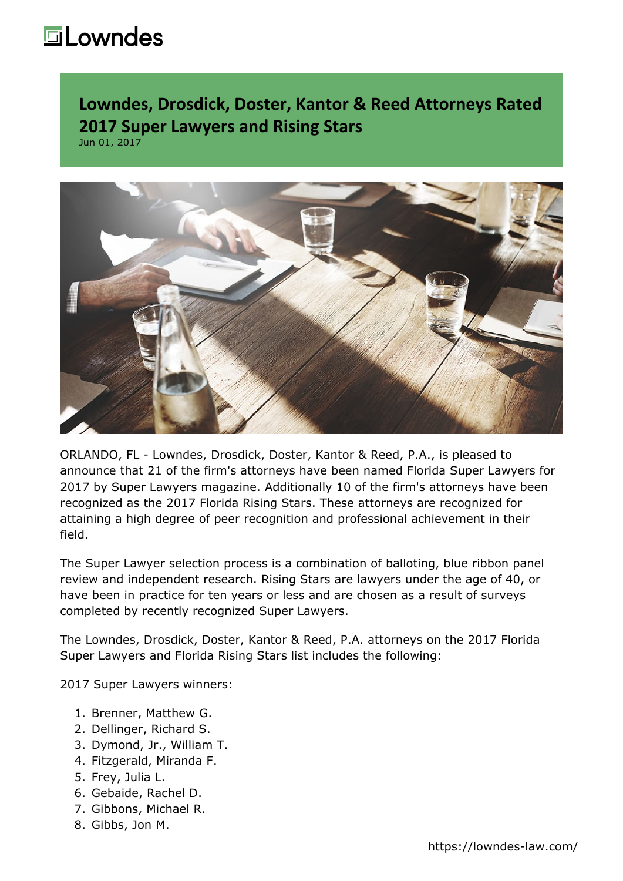# Lowndes, Drosdick, Doster, Kantor & Reed Attorneys Rated 2017 Super Lawyers and Rising Stars

Jun 01, 2017

ORLANDO, FL - Lowndes, Drosdick, Doster, Kantor & Reed, P.A., is pleased to announce that 21 of the firm's attorneys have been named Florida Super Lawyers for 2017 by Super Lawyers magazine. Additionally 10 of the firm's attorneys have been recognized as the 2017 Florida Rising Stars. These attorneys are recognized for attaining a high degree of peer recognition and professional achievement in their field.

The Super Lawyer selection process is a combination of balloting, blue ribbon panel review and independent research. Rising Stars are lawyers under the age of 40, or have been in practice for ten years or less and are chosen as a result of surveys completed by recently recognized Super Lawyers.

The Lowndes, Drosdick, Doster, Kantor & Reed, P.A. attorneys on the 2017 Florida Super Lawyers and Florida Rising Stars list includes the following:

2017 Super Lawyers winners:

1. Brenner, Matthew G.
2. Dellinger, Richard S.
3. Dymond, Jr., William T.
4. Fitzgerald, Miranda F.
5. Frey, Julia L.
6. Gebaide, Rachel D.
7. Gibbons, Michael R.
8. Gibbs, Jon M.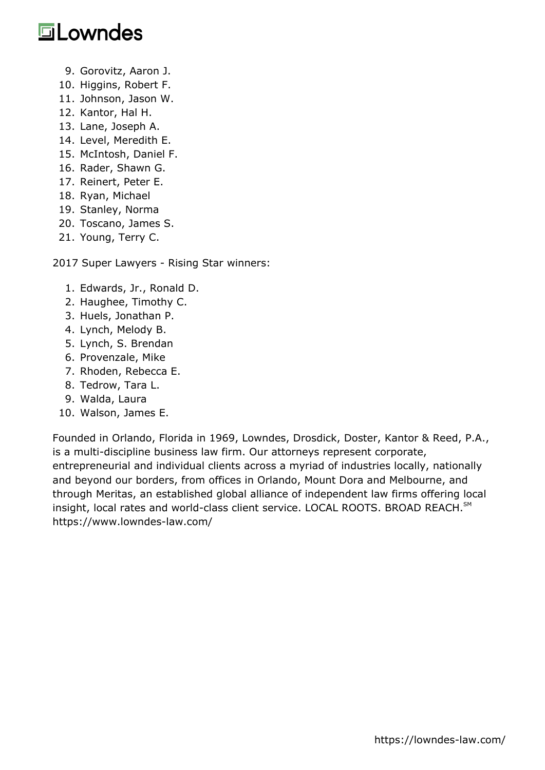9. Gorovitz, Aaron J.
10. Higgins, Robert F.
11. Johnson, Jason W.
12. Kantor, Hal H.
13. Lane, Joseph A.
14. Level, Meredith E.
15. McIntosh, Daniel F.
16. Rader, Shawn G.
17. Reinert, Peter E.
18. Ryan, Michael
19. Stanley, Norma
20. Toscano, James S.
21. Young, Terry C.

2017 Super Lawyers - Rising Star winners:

1. Edwards, Jr., Ronald D.
2. Haughee, Timothy C.
3. Huels, Jonathan P.
4. Lynch, Melody B.
5. Lynch, S. Brendan
6. Provenzale, Mike
7. Rhoden, Rebecca E.
8. Tedrow, Tara L.
9. Walda, Laura
10. Walson, James E.

Founded in Orlando, Florida in 1969, Lowndes, Drosdick, Doster, Kantor & Reed, P.A., is a multi-discipline business law firm. Our attorneys represent corporate, entrepreneurial and individual clients across a myriad of industries locally, nationally and beyond our borders, from offices in Orlando, Mount Dora and Melbourne, and through Meritas, an established global alliance of independent law firms offering local insight, local rates and world-class client service. LOCAL ROOTS. BROAD REACH.℠
https://www.lowndes-law.com/